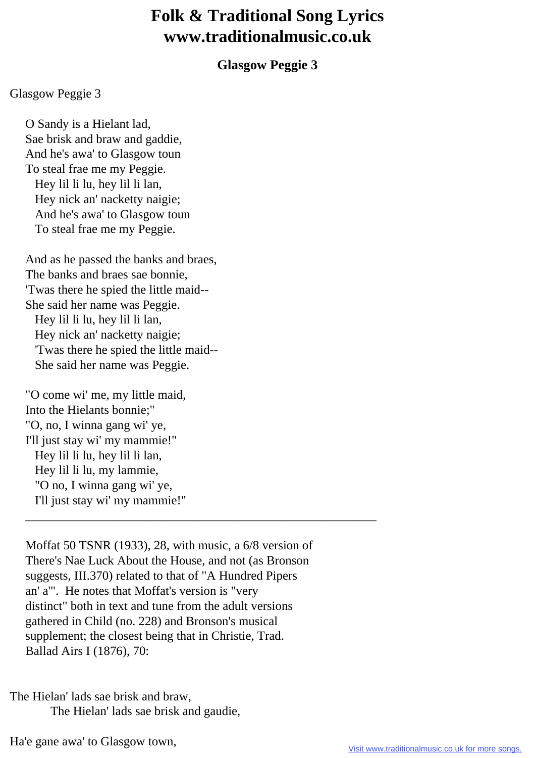# Folk & Traditional Song Lyrics
# www.traditionalmusic.co.uk

### Glasgow Peggie 3

Glasgow Peggie 3

O Sandy is a Hielant lad,
Sae brisk and braw and gaddie,
And he's awa' to Glasgow toun
To steal frae me my Peggie.
  Hey lil li lu, hey lil li lan,
  Hey nick an' nacketty naigie;
  And he's awa' to Glasgow toun
  To steal frae me my Peggie.

And as he passed the banks and braes,
The banks and braes sae bonnie,
'Twas there he spied the little maid--
She said her name was Peggie.
  Hey lil li lu, hey lil li lan,
  Hey nick an' nacketty naigie;
  'Twas there he spied the little maid--
  She said her name was Peggie.

"O come wi' me, my little maid,
Into the Hielants bonnie;"
"O, no, I winna gang wi' ye,
I'll just stay wi' my mammie!"
  Hey lil li lu, hey lil li lan,
  Hey lil li lu, my lammie,
  "O no, I winna gang wi' ye,
  I'll just stay wi' my mammie!"

---

Moffat 50 TSNR (1933), 28, with music, a 6/8 version of There's Nae Luck About the House, and not (as Bronson suggests, III.370) related to that of "A Hundred Pipers an' a'". He notes that Moffat's version is "very distinct" both in text and tune from the adult versions gathered in Child (no. 228) and Bronson's musical supplement; the closest being that in Christie, Trad. Ballad Airs I (1876), 70:

The Hielan' lads sae brisk and braw,
    The Hielan' lads sae brisk and gaudie,

Ha'e gane awa' to Glasgow town,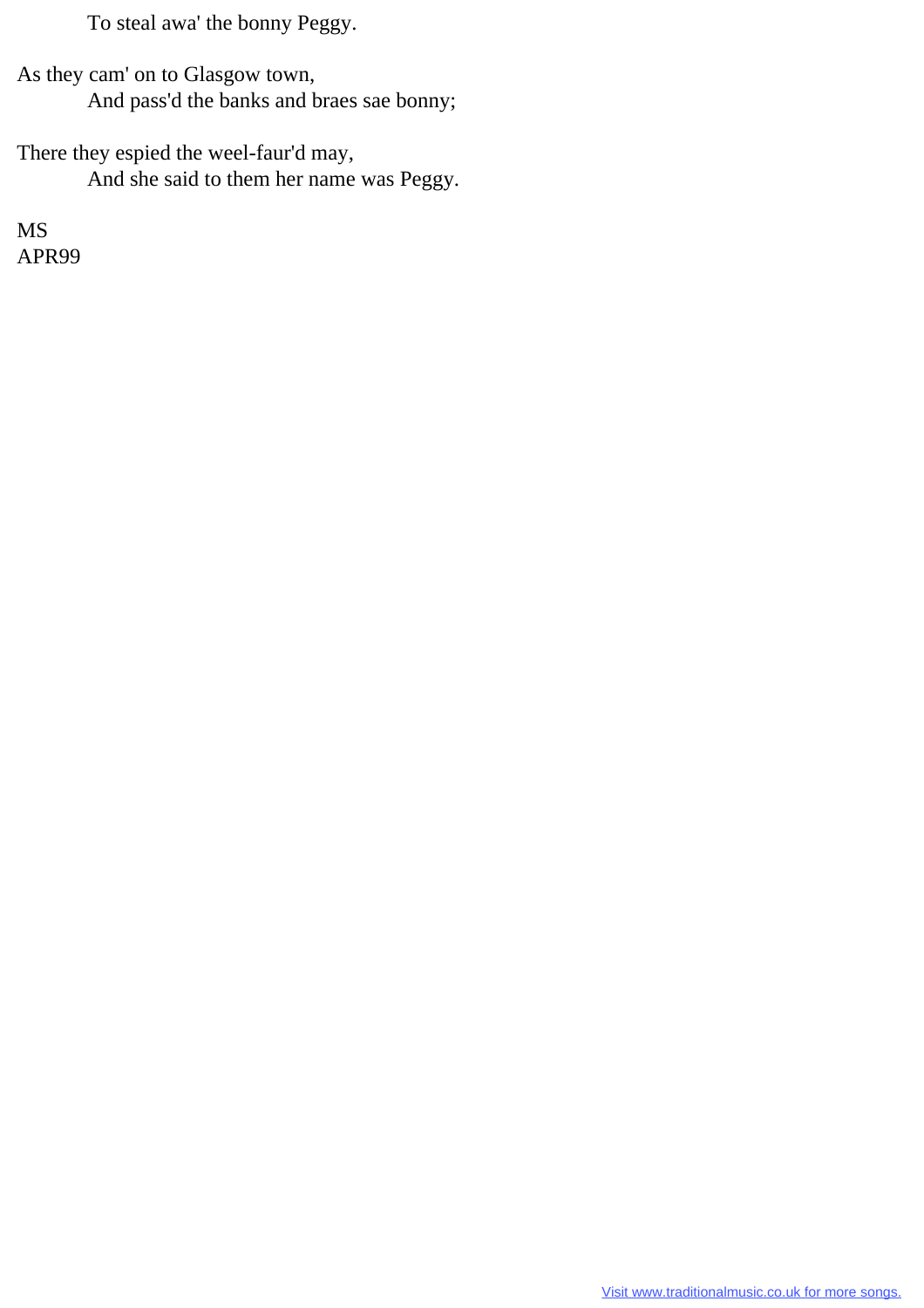To steal awa' the bonny Peggy.

As they cam' on to Glasgow town,
And pass'd the banks and braes sae bonny;

There they espied the weel-faur'd may,
And she said to them her name was Peggy.

MS
APR99